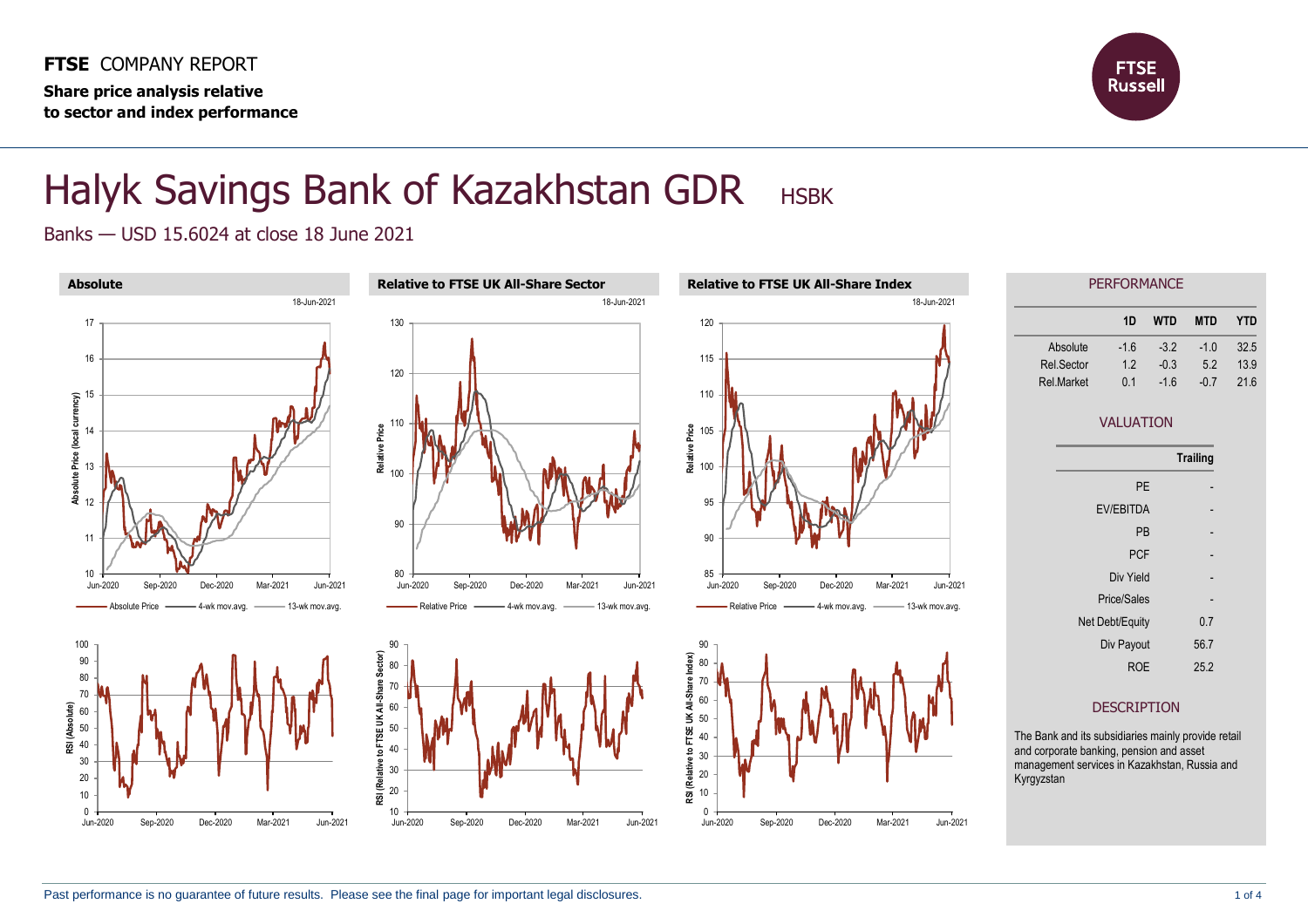**FTSE** COMPANY REPORT

**Share price analysis relative to sector and index performance**

# Halyk Savings Bank of Kazakhstan GDR HSBK

Banks — USD 15.6024 at close 18 June 2021

### Absolute

18-Jun-2021

### Relative to FTSE UK All-Share Sector

18-Jun-2021

### Relative to FTSE UK All-Share Index

18-Jun-2021

## PERFORMANCE

| | 1D | WTD | MTD | YTD |
|---|---|---|---|---|
| Absolute | -1.6 | -3.2 | -1.0 | 32.5 |
| Rel.Sector | 1.2 | -0.3 | 5.2 | 13.9 |
| Rel.Market | 0.1 | -1.6 | -0.7 | 21.6 |

## VALUATION

| | Trailing |
|---|---|
| PE | - |
| EV/EBITDA | - |
| PB | - |
| PCF | - |
| Div Yield | - |
| Price/Sales | - |
| Net Debt/Equity | 0.7 |
| Div Payout | 56.7 |
| ROE | 25.2 |

## DESCRIPTION

The Bank and its subsidiaries mainly provide retail and corporate banking, pension and asset management services in Kazakhstan, Russia and Kyrgyzstan

Past performance is no guarantee of future results. Please see the final page for important legal disclosures.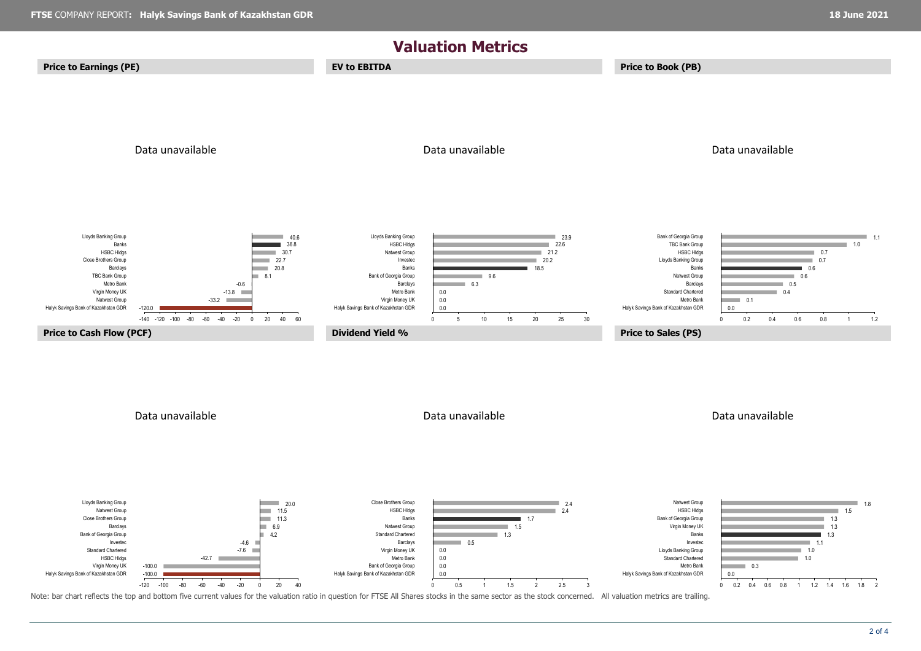# Valuation Metrics

## Price to Earnings (PE)

Data unavailable

| Company | PE |
|---|---|
| Lloyds Banking Group | 40.6 |
| Banks | 36.8 |
| HSBC Hldgs | 30.7 |
| Close Brothers Group | 22.7 |
| Barclays | 20.8 |
| TBC Bank Group | 8.1 |
| Metro Bank | -0.6 |
| Virgin Money UK | -13.8 |
| Natwest Group | -33.2 |
| Halyk Savings Bank of Kazakhstan GDR | -120.0 |

## EV to EBITDA

Data unavailable

| Company | EV to EBITDA |
|---|---|
| Lloyds Banking Group | 23.9 |
| HSBC Hldgs | 22.6 |
| Natwest Group | 21.2 |
| Investec | 20.2 |
| Banks | 18.5 |
| Bank of Georgia Group | 9.6 |
| Barclays | 6.3 |
| Metro Bank | 0.0 |
| Virgin Money UK | 0.0 |
| Halyk Savings Bank of Kazakhstan GDR | 0.0 |

## Price to Book (PB)

Data unavailable

| Company | PB |
|---|---|
| Bank of Georgia Group | 1.1 |
| TBC Bank Group | 1.0 |
| HSBC Hldgs | 0.7 |
| Lloyds Banking Group | 0.7 |
| Banks | 0.6 |
| Natwest Group | 0.6 |
| Barclays | 0.5 |
| Standard Chartered | 0.4 |
| Metro Bank | 0.1 |
| Halyk Savings Bank of Kazakhstan GDR | 0.0 |

## Price to Cash Flow (PCF)

Data unavailable

| Company | PCF |
|---|---|
| Lloyds Banking Group | 20.0 |
| Natwest Group | 11.5 |
| Close Brothers Group | 11.3 |
| Barclays | 6.9 |
| Bank of Georgia Group | 4.2 |
| Investec | -4.6 |
| Standard Chartered | -7.6 |
| HSBC Hldgs | -42.7 |
| Virgin Money UK | -100.0 |
| Halyk Savings Bank of Kazakhstan GDR | -100.0 |

## Dividend Yield %

Data unavailable

| Company | Dividend Yield % |
|---|---|
| Close Brothers Group | 2.4 |
| HSBC Hldgs | 2.4 |
| Banks | 1.7 |
| Natwest Group | 1.5 |
| Standard Chartered | 1.3 |
| Barclays | 0.5 |
| Virgin Money UK | 0.0 |
| Metro Bank | 0.0 |
| Bank of Georgia Group | 0.0 |
| Halyk Savings Bank of Kazakhstan GDR | 0.0 |

## Price to Sales (PS)

Data unavailable

| Company | PS |
|---|---|
| Natwest Group | 1.8 |
| HSBC Hldgs | 1.5 |
| Bank of Georgia Group | 1.3 |
| Virgin Money UK | 1.3 |
| Banks | 1.3 |
| Investec | 1.1 |
| Lloyds Banking Group | 1.0 |
| Standard Chartered | 1.0 |
| Metro Bank | 0.3 |
| Halyk Savings Bank of Kazakhstan GDR | 0.0 |

Note: bar chart reflects the top and bottom five current values for the valuation ratio in question for FTSE All Shares stocks in the same sector as the stock concerned. All valuation metrics are trailing.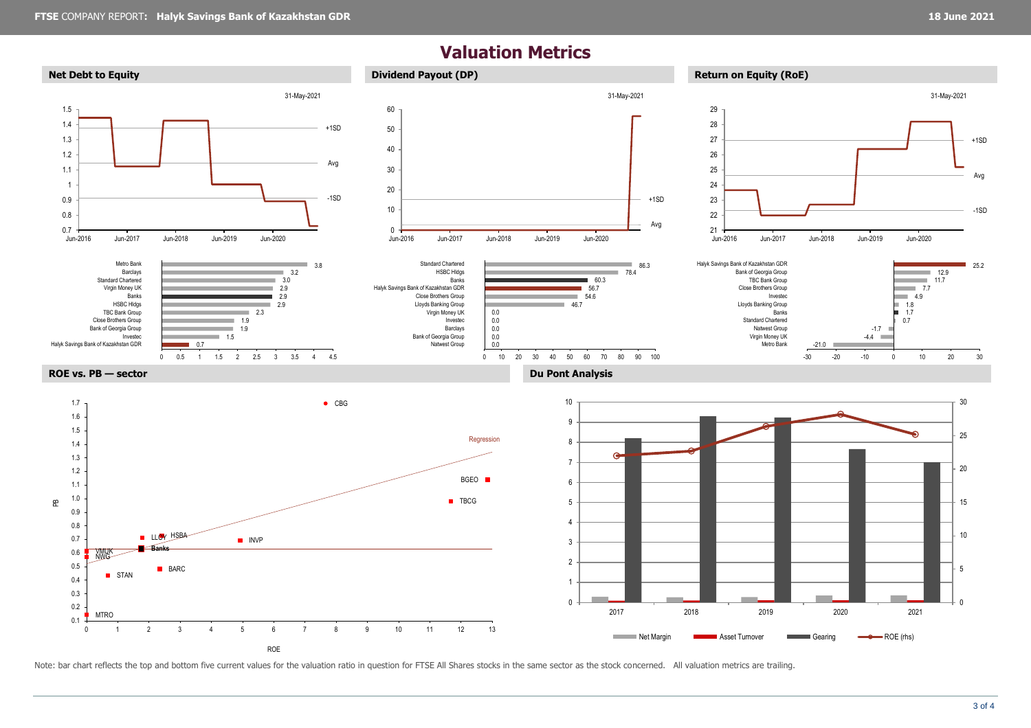# Valuation Metrics

## Net Debt to Equity

31-May-2021

| Company | Value |
|---|---|
| Metro Bank | 3.8 |
| Barclays | 3.2 |
| Standard Chartered | 3.0 |
| Virgin Money UK | 2.9 |
| Banks | 2.9 |
| HSBC Hldgs | 2.9 |
| TBC Bank Group | 2.3 |
| Close Brothers Group | 1.9 |
| Bank of Georgia Group | 1.9 |
| Investec | 1.5 |
| Halyk Savings Bank of Kazakhstan GDR | 0.7 |

## Dividend Payout (DP)

31-May-2021

| Company | Value |
|---|---|
| Standard Chartered | 86.3 |
| HSBC Hldgs | 78.4 |
| Banks | 60.3 |
| Halyk Savings Bank of Kazakhstan GDR | 56.7 |
| Close Brothers Group | 54.6 |
| Lloyds Banking Group | 46.7 |
| Virgin Money UK | 0.0 |
| Investec | 0.0 |
| Barclays | 0.0 |
| Bank of Georgia Group | 0.0 |
| Natwest Group | 0.0 |

## Return on Equity (RoE)

31-May-2021

| Company | Value |
|---|---|
| Halyk Savings Bank of Kazakhstan GDR | 25.2 |
| Bank of Georgia Group | 12.9 |
| TBC Bank Group | 11.7 |
| Close Brothers Group | 7.7 |
| Investec | 4.9 |
| Lloyds Banking Group | 1.8 |
| Banks | 1.7 |
| Standard Chartered | 0.7 |
| Natwest Group | -1.7 |
| Virgin Money UK | -4.4 |
| Metro Bank | -21.0 |

## ROE vs. PB — sector

## Du Pont Analysis

Note: bar chart reflects the top and bottom five current values for the valuation ratio in question for FTSE All Shares stocks in the same sector as the stock concerned. All valuation metrics are trailing.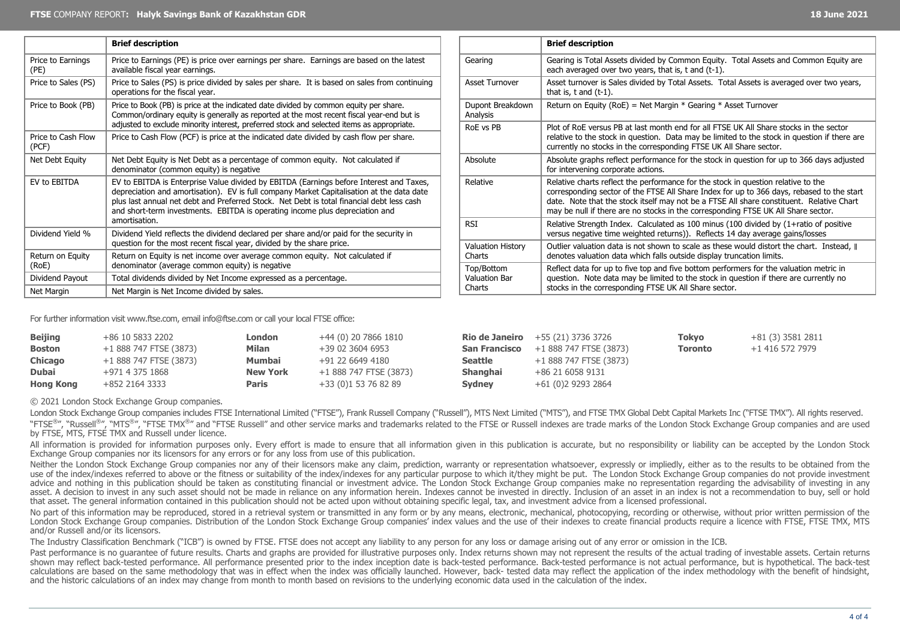| | Brief description |
|---|---|
| Price to Earnings (PE) | Price to Earnings (PE) is price over earnings per share. Earnings are based on the latest available fiscal year earnings. |
| Price to Sales (PS) | Price to Sales (PS) is price divided by sales per share. It is based on sales from continuing operations for the fiscal year. |
| Price to Book (PB) | Price to Book (PB) is price at the indicated date divided by common equity per share. Common/ordinary equity is generally as reported at the most recent fiscal year-end but is adjusted to exclude minority interest, preferred stock and selected items as appropriate. |
| Price to Cash Flow (PCF) | Price to Cash Flow (PCF) is price at the indicated date divided by cash flow per share. |
| Net Debt Equity | Net Debt Equity is Net Debt as a percentage of common equity. Not calculated if denominator (common equity) is negative |
| EV to EBITDA | EV to EBITDA is Enterprise Value divided by EBITDA (Earnings before Interest and Taxes, depreciation and amortisation). EV is full company Market Capitalisation at the data date plus last annual net debt and Preferred Stock. Net Debt is total financial debt less cash and short-term investments. EBITDA is operating income plus depreciation and amortisation. |
| Dividend Yield % | Dividend Yield reflects the dividend declared per share and/or paid for the security in question for the most recent fiscal year, divided by the share price. |
| Return on Equity (RoE) | Return on Equity is net income over average common equity. Not calculated if denominator (average common equity) is negative |
| Dividend Payout | Total dividends divided by Net Income expressed as a percentage. |
| Net Margin | Net Margin is Net Income divided by sales. |

| | Brief description |
|---|---|
| Gearing | Gearing is Total Assets divided by Common Equity. Total Assets and Common Equity are each averaged over two years, that is, t and (t-1). |
| Asset Turnover | Asset turnover is Sales divided by Total Assets. Total Assets is averaged over two years, that is, t and (t-1). |
| Dupont Breakdown Analysis | Return on Equity (RoE) = Net Margin * Gearing * Asset Turnover |
| RoE vs PB | Plot of RoE versus PB at last month end for all FTSE UK All Share stocks in the sector relative to the stock in question. Data may be limited to the stock in question if there are currently no stocks in the corresponding FTSE UK All Share sector. |
| Absolute | Absolute graphs reflect performance for the stock in question for up to 366 days adjusted for intervening corporate actions. |
| Relative | Relative charts reflect the performance for the stock in question relative to the corresponding sector of the FTSE All Share Index for up to 366 days, rebased to the start date. Note that the stock itself may not be a FTSE All share constituent. Relative Chart may be null if there are no stocks in the corresponding FTSE UK All Share sector. |
| RSI | Relative Strength Index. Calculated as 100 minus (100 divided by (1+ratio of positive versus negative time weighted returns)). Reflects 14 day average gains/losses |
| Valuation History Charts | Outlier valuation data is not shown to scale as these would distort the chart. Instead, ‖ denotes valuation data which falls outside display truncation limits. |
| Top/Bottom Valuation Bar Charts | Reflect data for up to five top and five bottom performers for the valuation metric in question. Note data may be limited to the stock in question if there are currently no stocks in the corresponding FTSE UK All Share sector. |

For further information visit www.ftse.com, email info@ftse.com or call your local FTSE office:

| | | | | | | | |
|---|---|---|---|---|---|---|---|
| **Beijing** | +86 10 5833 2202 | **London** | +44 (0) 20 7866 1810 | **Rio de Janeiro** | +55 (21) 3736 3726 | **Tokyo** | +81 (3) 3581 2811 |
| **Boston** | +1 888 747 FTSE (3873) | **Milan** | +39 02 3604 6953 | **San Francisco** | +1 888 747 FTSE (3873) | **Toronto** | +1 416 572 7979 |
| **Chicago** | +1 888 747 FTSE (3873) | **Mumbai** | +91 22 6649 4180 | **Seattle** | +1 888 747 FTSE (3873) | | |
| **Dubai** | +971 4 375 1868 | **New York** | +1 888 747 FTSE (3873) | **Shanghai** | +86 21 6058 9131 | | |
| **Hong Kong** | +852 2164 3333 | **Paris** | +33 (0)1 53 76 82 89 | **Sydney** | +61 (0)2 9293 2864 | | |

© 2021 London Stock Exchange Group companies.

London Stock Exchange Group companies includes FTSE International Limited ("FTSE"), Frank Russell Company ("Russell"), MTS Next Limited ("MTS"), and FTSE TMX Global Debt Capital Markets Inc ("FTSE TMX"). All rights reserved. "FTSE®", "Russell®", "MTS®", "FTSE TMX®" and "FTSE Russell" and other service marks and trademarks related to the FTSE or Russell indexes are trade marks of the London Stock Exchange Group companies and are used by FTSE, MTS, FTSE TMX and Russell under licence.

All information is provided for information purposes only. Every effort is made to ensure that all information given in this publication is accurate, but no responsibility or liability can be accepted by the London Stock Exchange Group companies nor its licensors for any errors or for any loss from use of this publication.

Neither the London Stock Exchange Group companies nor any of their licensors make any claim, prediction, warranty or representation whatsoever, expressly or impliedly, either as to the results to be obtained from the use of the index/indexes referred to above or the fitness or suitability of the index/indexes for any particular purpose to which it/they might be put. The London Stock Exchange Group companies do not provide investment advice and nothing in this publication should be taken as constituting financial or investment advice. The London Stock Exchange Group companies make no representation regarding the advisability of investing in any asset. A decision to invest in any such asset should not be made in reliance on any information herein. Indexes cannot be invested in directly. Inclusion of an asset in an index is not a recommendation to buy, sell or hold that asset. The general information contained in this publication should not be acted upon without obtaining specific legal, tax, and investment advice from a licensed professional.

No part of this information may be reproduced, stored in a retrieval system or transmitted in any form or by any means, electronic, mechanical, photocopying, recording or otherwise, without prior written permission of the London Stock Exchange Group companies. Distribution of the London Stock Exchange Group companies' index values and the use of their indexes to create financial products require a licence with FTSE, FTSE TMX, MTS and/or Russell and/or its licensors.

The Industry Classification Benchmark ("ICB") is owned by FTSE. FTSE does not accept any liability to any person for any loss or damage arising out of any error or omission in the ICB.

Past performance is no guarantee of future results. Charts and graphs are provided for illustrative purposes only. Index returns shown may not represent the results of the actual trading of investable assets. Certain returns shown may reflect back-tested performance. All performance presented prior to the index inception date is back-tested performance. Back-tested performance is not actual performance, but is hypothetical. The back-test calculations are based on the same methodology that was in effect when the index was officially launched. However, back- tested data may reflect the application of the index methodology with the benefit of hindsight, and the historic calculations of an index may change from month to month based on revisions to the underlying economic data used in the calculation of the index.